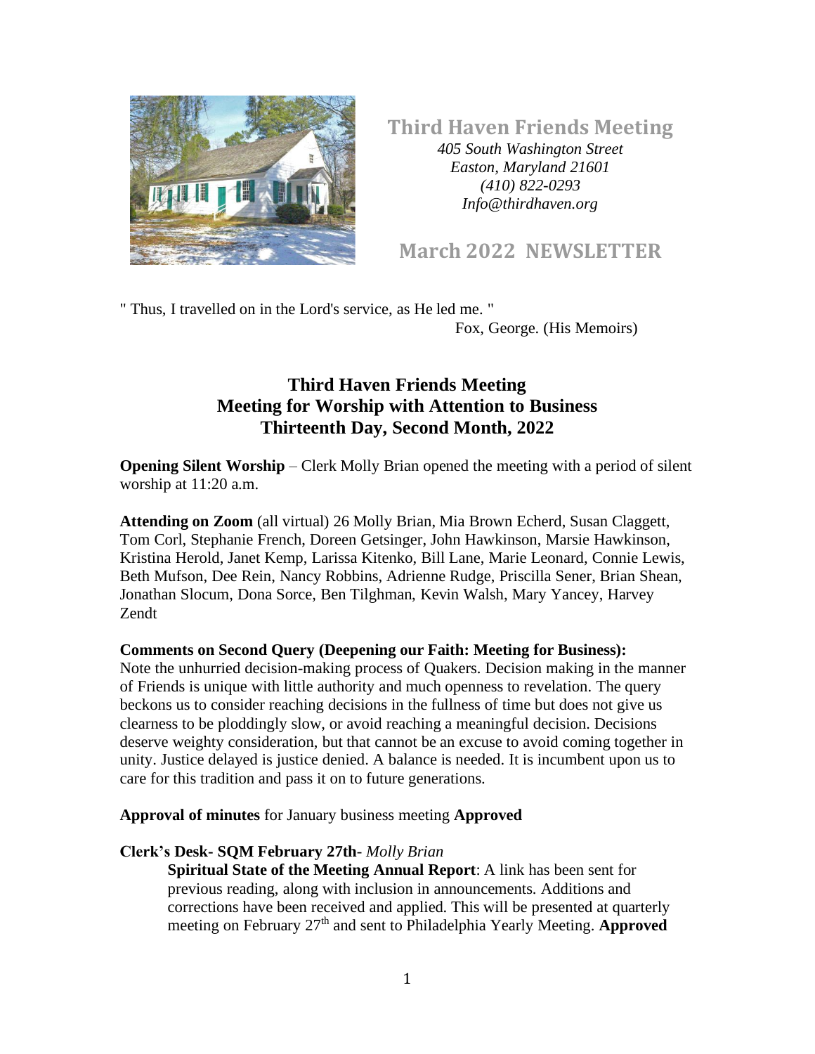# Third Haven Friends Meeting

*405 South Washington Street*
*Easton, Maryland 21601*
*(410) 822-0293*
*Info@thirdhaven.org*

## March 2022 NEWSLETTER

" Thus, I travelled on in the Lord's service, as He led me. "
Fox, George. (His Memoirs)

## Third Haven Friends Meeting
## Meeting for Worship with Attention to Business
## Thirteenth Day, Second Month, 2022

**Opening Silent Worship** – Clerk Molly Brian opened the meeting with a period of silent worship at 11:20 a.m.

**Attending on Zoom** (all virtual) 26 Molly Brian, Mia Brown Echerd, Susan Claggett, Tom Corl, Stephanie French, Doreen Getsinger, John Hawkinson, Marsie Hawkinson, Kristina Herold, Janet Kemp, Larissa Kitenko, Bill Lane, Marie Leonard, Connie Lewis, Beth Mufson, Dee Rein, Nancy Robbins, Adrienne Rudge, Priscilla Sener, Brian Shean, Jonathan Slocum, Dona Sorce, Ben Tilghman, Kevin Walsh, Mary Yancey, Harvey Zendt

**Comments on Second Query (Deepening our Faith: Meeting for Business):**
Note the unhurried decision-making process of Quakers. Decision making in the manner of Friends is unique with little authority and much openness to revelation. The query beckons us to consider reaching decisions in the fullness of time but does not give us clearness to be ploddingly slow, or avoid reaching a meaningful decision. Decisions deserve weighty consideration, but that cannot be an excuse to avoid coming together in unity. Justice delayed is justice denied. A balance is needed. It is incumbent upon us to care for this tradition and pass it on to future generations.

**Approval of minutes** for January business meeting **Approved**

**Clerk's Desk- SQM February 27th**- *Molly Brian*

**Spiritual State of the Meeting Annual Report**: A link has been sent for previous reading, along with inclusion in announcements. Additions and corrections have been received and applied. This will be presented at quarterly meeting on February 27th and sent to Philadelphia Yearly Meeting. **Approved**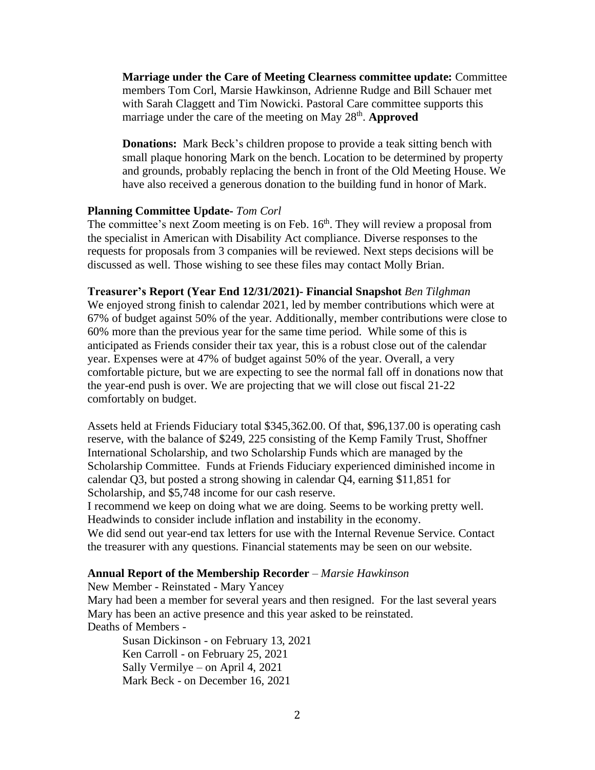**Marriage under the Care of Meeting Clearness committee update:** Committee members Tom Corl, Marsie Hawkinson, Adrienne Rudge and Bill Schauer met with Sarah Claggett and Tim Nowicki. Pastoral Care committee supports this marriage under the care of the meeting on May 28th. **Approved**

**Donations:** Mark Beck's children propose to provide a teak sitting bench with small plaque honoring Mark on the bench. Location to be determined by property and grounds, probably replacing the bench in front of the Old Meeting House. We have also received a generous donation to the building fund in honor of Mark.

**Planning Committee Update-** *Tom Corl*

The committee's next Zoom meeting is on Feb. 16th. They will review a proposal from the specialist in American with Disability Act compliance. Diverse responses to the requests for proposals from 3 companies will be reviewed. Next steps decisions will be discussed as well. Those wishing to see these files may contact Molly Brian.

**Treasurer's Report (Year End 12/31/2021)- Financial Snapshot** *Ben Tilghman*

We enjoyed strong finish to calendar 2021, led by member contributions which were at 67% of budget against 50% of the year. Additionally, member contributions were close to 60% more than the previous year for the same time period. While some of this is anticipated as Friends consider their tax year, this is a robust close out of the calendar year. Expenses were at 47% of budget against 50% of the year. Overall, a very comfortable picture, but we are expecting to see the normal fall off in donations now that the year-end push is over. We are projecting that we will close out fiscal 21-22 comfortably on budget.

Assets held at Friends Fiduciary total $345,362.00. Of that, $96,137.00 is operating cash reserve, with the balance of $249, 225 consisting of the Kemp Family Trust, Shoffner International Scholarship, and two Scholarship Funds which are managed by the Scholarship Committee. Funds at Friends Fiduciary experienced diminished income in calendar Q3, but posted a strong showing in calendar Q4, earning $11,851 for Scholarship, and $5,748 income for our cash reserve.

I recommend we keep on doing what we are doing. Seems to be working pretty well. Headwinds to consider include inflation and instability in the economy.

We did send out year-end tax letters for use with the Internal Revenue Service. Contact the treasurer with any questions. Financial statements may be seen on our website.

**Annual Report of the Membership Recorder** – *Marsie Hawkinson*

New Member - Reinstated - Mary Yancey

Mary had been a member for several years and then resigned. For the last several years Mary has been an active presence and this year asked to be reinstated.

Deaths of Members -

- Susan Dickinson - on February 13, 2021
- Ken Carroll - on February 25, 2021
- Sally Vermilye – on April 4, 2021
- Mark Beck - on December 16, 2021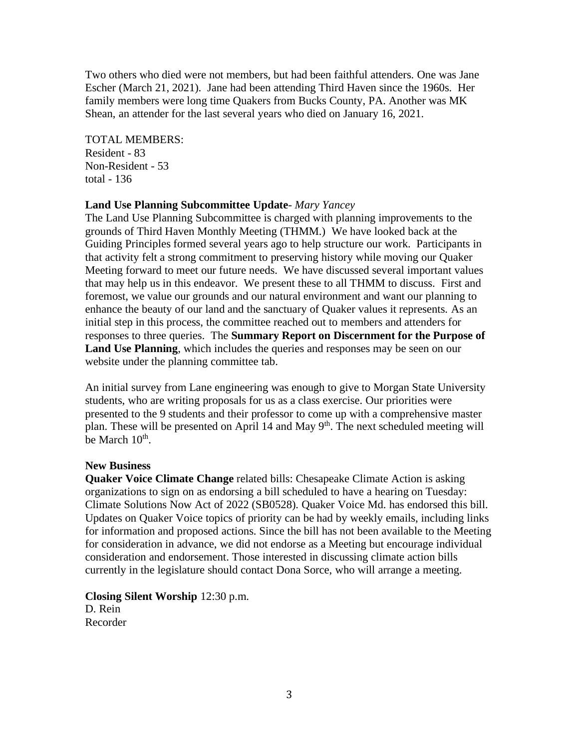Two others who died were not members, but had been faithful attenders. One was Jane Escher (March 21, 2021). Jane had been attending Third Haven since the 1960s. Her family members were long time Quakers from Bucks County, PA. Another was MK Shean, an attender for the last several years who died on January 16, 2021.

TOTAL MEMBERS:
Resident - 83
Non-Resident - 53
total - 136

**Land Use Planning Subcommittee Update**- *Mary Yancey*
The Land Use Planning Subcommittee is charged with planning improvements to the grounds of Third Haven Monthly Meeting (THMM.) We have looked back at the Guiding Principles formed several years ago to help structure our work. Participants in that activity felt a strong commitment to preserving history while moving our Quaker Meeting forward to meet our future needs. We have discussed several important values that may help us in this endeavor. We present these to all THMM to discuss. First and foremost, we value our grounds and our natural environment and want our planning to enhance the beauty of our land and the sanctuary of Quaker values it represents. As an initial step in this process, the committee reached out to members and attenders for responses to three queries. The **Summary Report on Discernment for the Purpose of Land Use Planning**, which includes the queries and responses may be seen on our website under the planning committee tab.

An initial survey from Lane engineering was enough to give to Morgan State University students, who are writing proposals for us as a class exercise. Our priorities were presented to the 9 students and their professor to come up with a comprehensive master plan. These will be presented on April 14 and May 9th. The next scheduled meeting will be March 10th.

**New Business**
**Quaker Voice Climate Change** related bills: Chesapeake Climate Action is asking organizations to sign on as endorsing a bill scheduled to have a hearing on Tuesday: Climate Solutions Now Act of 2022 (SB0528). Quaker Voice Md. has endorsed this bill. Updates on Quaker Voice topics of priority can be had by weekly emails, including links for information and proposed actions. Since the bill has not been available to the Meeting for consideration in advance, we did not endorse as a Meeting but encourage individual consideration and endorsement. Those interested in discussing climate action bills currently in the legislature should contact Dona Sorce, who will arrange a meeting.

**Closing Silent Worship** 12:30 p.m.
D. Rein
Recorder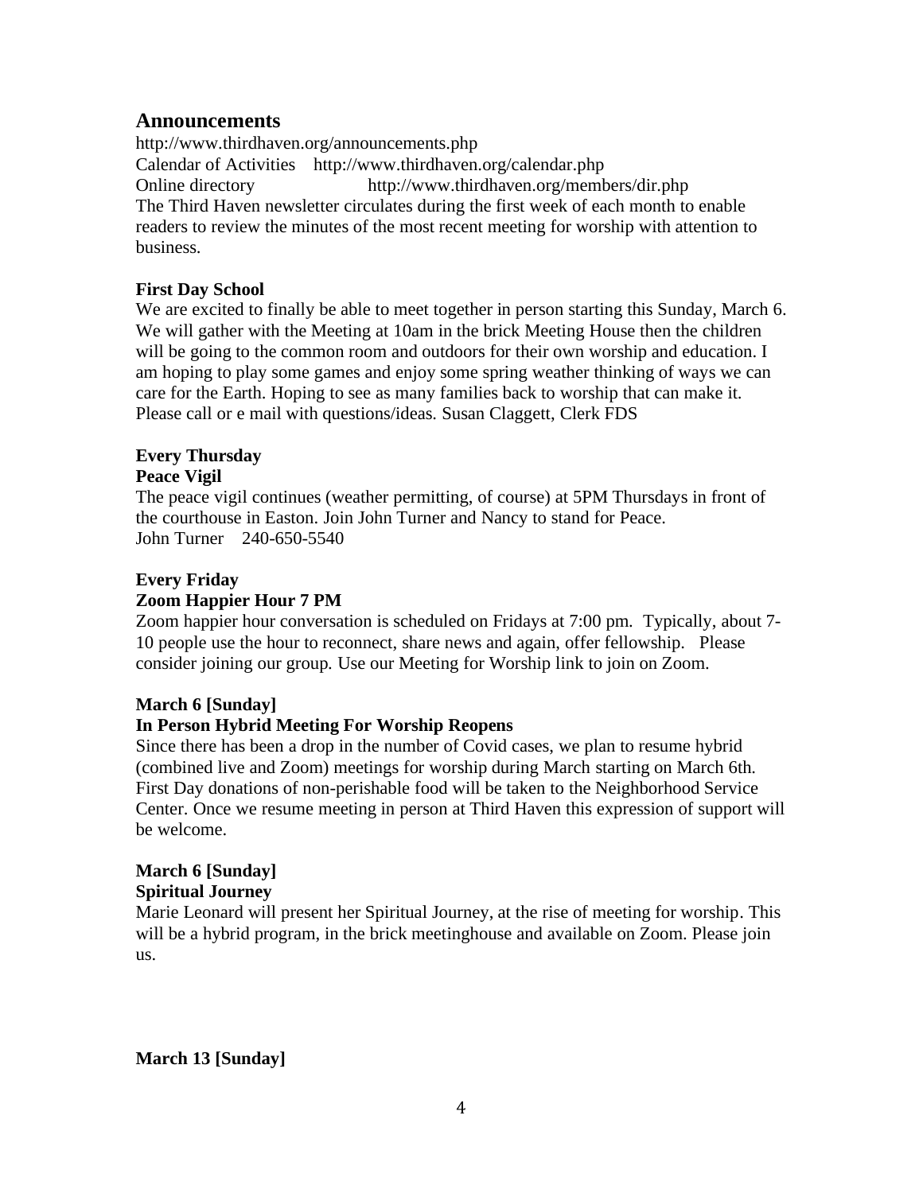## Announcements

http://www.thirdhaven.org/announcements.php
Calendar of Activities http://www.thirdhaven.org/calendar.php
Online directory http://www.thirdhaven.org/members/dir.php
The Third Haven newsletter circulates during the first week of each month to enable readers to review the minutes of the most recent meeting for worship with attention to business.

**First Day School**
We are excited to finally be able to meet together in person starting this Sunday, March 6. We will gather with the Meeting at 10am in the brick Meeting House then the children will be going to the common room and outdoors for their own worship and education. I am hoping to play some games and enjoy some spring weather thinking of ways we can care for the Earth. Hoping to see as many families back to worship that can make it. Please call or e mail with questions/ideas. Susan Claggett, Clerk FDS

**Every Thursday**
**Peace Vigil**
The peace vigil continues (weather permitting, of course) at 5PM Thursdays in front of the courthouse in Easton. Join John Turner and Nancy to stand for Peace.
John Turner 240-650-5540

**Every Friday**
**Zoom Happier Hour 7 PM**
Zoom happier hour conversation is scheduled on Fridays at 7:00 pm. Typically, about 7-10 people use the hour to reconnect, share news and again, offer fellowship. Please consider joining our group. Use our Meeting for Worship link to join on Zoom.

**March 6 [Sunday]**
**In Person Hybrid Meeting For Worship Reopens**
Since there has been a drop in the number of Covid cases, we plan to resume hybrid (combined live and Zoom) meetings for worship during March starting on March 6th. First Day donations of non-perishable food will be taken to the Neighborhood Service Center. Once we resume meeting in person at Third Haven this expression of support will be welcome.

**March 6 [Sunday]**
**Spiritual Journey**
Marie Leonard will present her Spiritual Journey, at the rise of meeting for worship. This will be a hybrid program, in the brick meetinghouse and available on Zoom. Please join us.

**March 13 [Sunday]**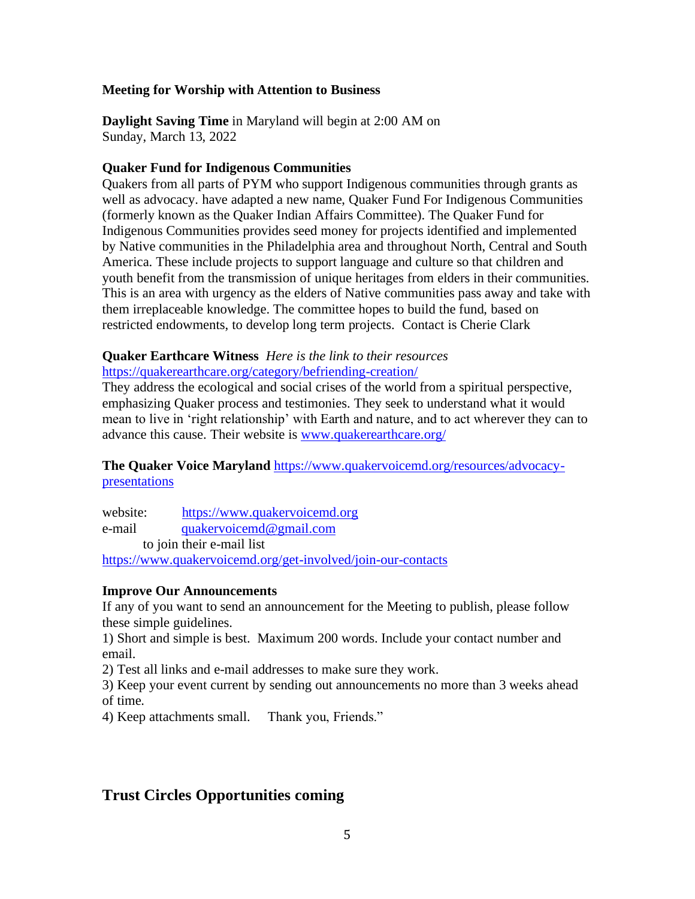**Meeting for Worship with Attention to Business**

**Daylight Saving Time** in Maryland will begin at 2:00 AM on Sunday, March 13, 2022

**Quaker Fund for Indigenous Communities**

Quakers from all parts of PYM who support Indigenous communities through grants as well as advocacy. have adapted a new name, Quaker Fund For Indigenous Communities (formerly known as the Quaker Indian Affairs Committee). The Quaker Fund for Indigenous Communities provides seed money for projects identified and implemented by Native communities in the Philadelphia area and throughout North, Central and South America. These include projects to support language and culture so that children and youth benefit from the transmission of unique heritages from elders in their communities. This is an area with urgency as the elders of Native communities pass away and take with them irreplaceable knowledge. The committee hopes to build the fund, based on restricted endowments, to develop long term projects. Contact is Cherie Clark

**Quaker Earthcare Witness** *Here is the link to their resources* https://quakerearthcare.org/category/befriending-creation/

They address the ecological and social crises of the world from a spiritual perspective, emphasizing Quaker process and testimonies. They seek to understand what it would mean to live in 'right relationship' with Earth and nature, and to act wherever they can to advance this cause. Their website is www.quakerearthcare.org/

**The Quaker Voice Maryland** https://www.quakervoicemd.org/resources/advocacy-presentations

website: https://www.quakervoicemd.org
e-mail quakervoicemd@gmail.com
to join their e-mail list
https://www.quakervoicemd.org/get-involved/join-our-contacts

**Improve Our Announcements**

If any of you want to send an announcement for the Meeting to publish, please follow these simple guidelines.

1) Short and simple is best. Maximum 200 words. Include your contact number and email.
2) Test all links and e-mail addresses to make sure they work.
3) Keep your event current by sending out announcements no more than 3 weeks ahead of time.
4) Keep attachments small. Thank you, Friends."

## Trust Circles Opportunities coming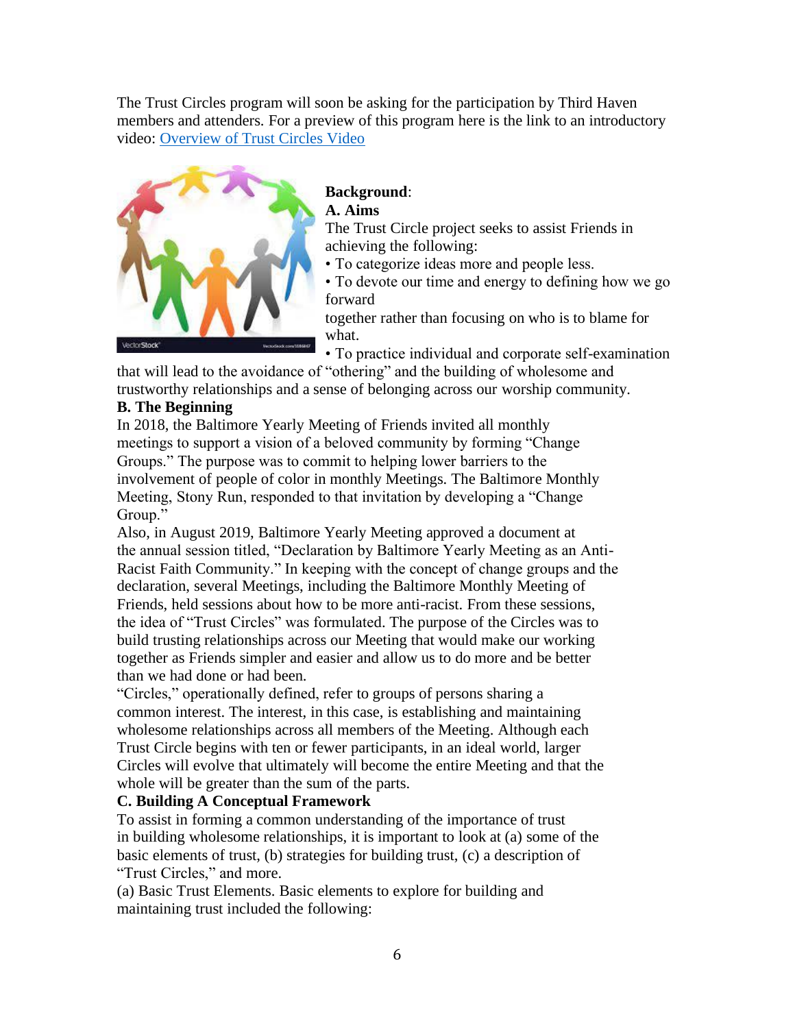The Trust Circles program will soon be asking for the participation by Third Haven members and attenders. For a preview of this program here is the link to an introductory video: [Overview of Trust Circles Video]

**Background**:

**A. Aims**

The Trust Circle project seeks to assist Friends in achieving the following:

- To categorize ideas more and people less.
- To devote our time and energy to defining how we go forward together rather than focusing on who is to blame for what.
- To practice individual and corporate self-examination that will lead to the avoidance of "othering" and the building of wholesome and trustworthy relationships and a sense of belonging across our worship community.

**B. The Beginning**

In 2018, the Baltimore Yearly Meeting of Friends invited all monthly meetings to support a vision of a beloved community by forming "Change Groups." The purpose was to commit to helping lower barriers to the involvement of people of color in monthly Meetings. The Baltimore Monthly Meeting, Stony Run, responded to that invitation by developing a "Change Group."

Also, in August 2019, Baltimore Yearly Meeting approved a document at the annual session titled, "Declaration by Baltimore Yearly Meeting as an Anti-Racist Faith Community." In keeping with the concept of change groups and the declaration, several Meetings, including the Baltimore Monthly Meeting of Friends, held sessions about how to be more anti-racist. From these sessions, the idea of "Trust Circles" was formulated. The purpose of the Circles was to build trusting relationships across our Meeting that would make our working together as Friends simpler and easier and allow us to do more and be better than we had done or had been.

"Circles," operationally defined, refer to groups of persons sharing a common interest. The interest, in this case, is establishing and maintaining wholesome relationships across all members of the Meeting. Although each Trust Circle begins with ten or fewer participants, in an ideal world, larger Circles will evolve that ultimately will become the entire Meeting and that the whole will be greater than the sum of the parts.

**C. Building A Conceptual Framework**

To assist in forming a common understanding of the importance of trust in building wholesome relationships, it is important to look at (a) some of the basic elements of trust, (b) strategies for building trust, (c) a description of "Trust Circles," and more.

(a) Basic Trust Elements. Basic elements to explore for building and maintaining trust included the following: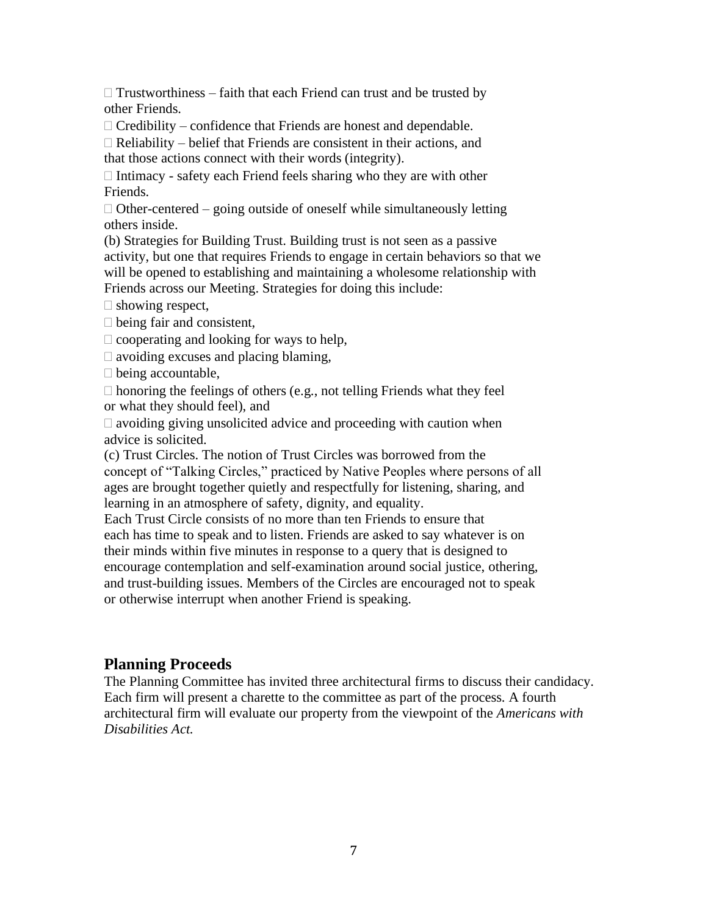- Trustworthiness – faith that each Friend can trust and be trusted by other Friends.
- Credibility – confidence that Friends are honest and dependable.
- Reliability – belief that Friends are consistent in their actions, and that those actions connect with their words (integrity).
- Intimacy - safety each Friend feels sharing who they are with other Friends.
- Other-centered – going outside of oneself while simultaneously letting others inside.

(b) Strategies for Building Trust. Building trust is not seen as a passive activity, but one that requires Friends to engage in certain behaviors so that we will be opened to establishing and maintaining a wholesome relationship with Friends across our Meeting. Strategies for doing this include:

- showing respect,
- being fair and consistent,
- cooperating and looking for ways to help,
- avoiding excuses and placing blaming,
- being accountable,
- honoring the feelings of others (e.g., not telling Friends what they feel or what they should feel), and
- avoiding giving unsolicited advice and proceeding with caution when advice is solicited.

(c) Trust Circles. The notion of Trust Circles was borrowed from the concept of "Talking Circles," practiced by Native Peoples where persons of all ages are brought together quietly and respectfully for listening, sharing, and learning in an atmosphere of safety, dignity, and equality.

Each Trust Circle consists of no more than ten Friends to ensure that each has time to speak and to listen. Friends are asked to say whatever is on their minds within five minutes in response to a query that is designed to encourage contemplation and self-examination around social justice, othering, and trust-building issues. Members of the Circles are encouraged not to speak or otherwise interrupt when another Friend is speaking.

## Planning Proceeds

The Planning Committee has invited three architectural firms to discuss their candidacy. Each firm will present a charette to the committee as part of the process. A fourth architectural firm will evaluate our property from the viewpoint of the *Americans with Disabilities Act.*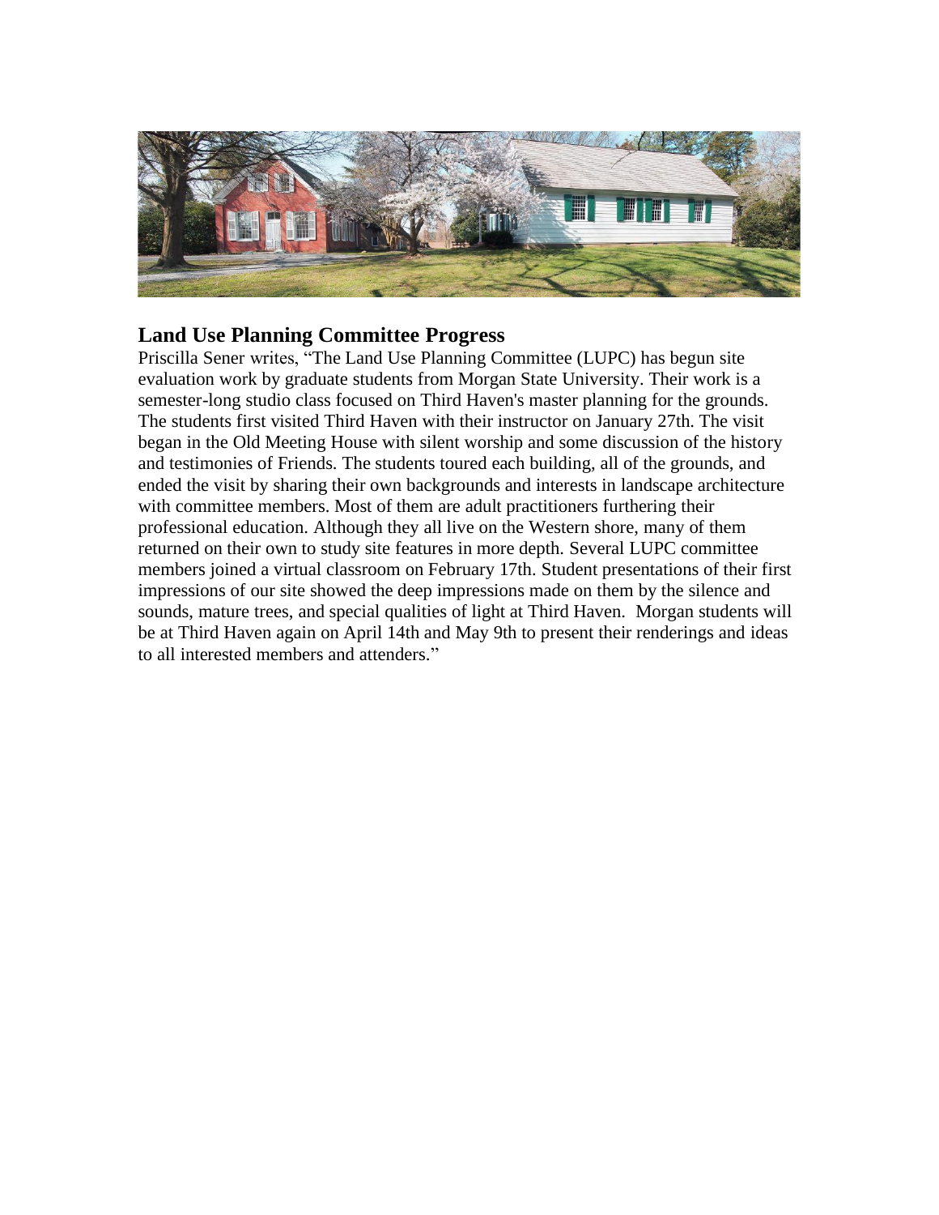## Land Use Planning Committee Progress

Priscilla Sener writes, "The Land Use Planning Committee (LUPC) has begun site evaluation work by graduate students from Morgan State University. Their work is a semester-long studio class focused on Third Haven's master planning for the grounds. The students first visited Third Haven with their instructor on January 27th. The visit began in the Old Meeting House with silent worship and some discussion of the history and testimonies of Friends. The students toured each building, all of the grounds, and ended the visit by sharing their own backgrounds and interests in landscape architecture with committee members. Most of them are adult practitioners furthering their professional education. Although they all live on the Western shore, many of them returned on their own to study site features in more depth. Several LUPC committee members joined a virtual classroom on February 17th. Student presentations of their first impressions of our site showed the deep impressions made on them by the silence and sounds, mature trees, and special qualities of light at Third Haven. Morgan students will be at Third Haven again on April 14th and May 9th to present their renderings and ideas to all interested members and attenders."